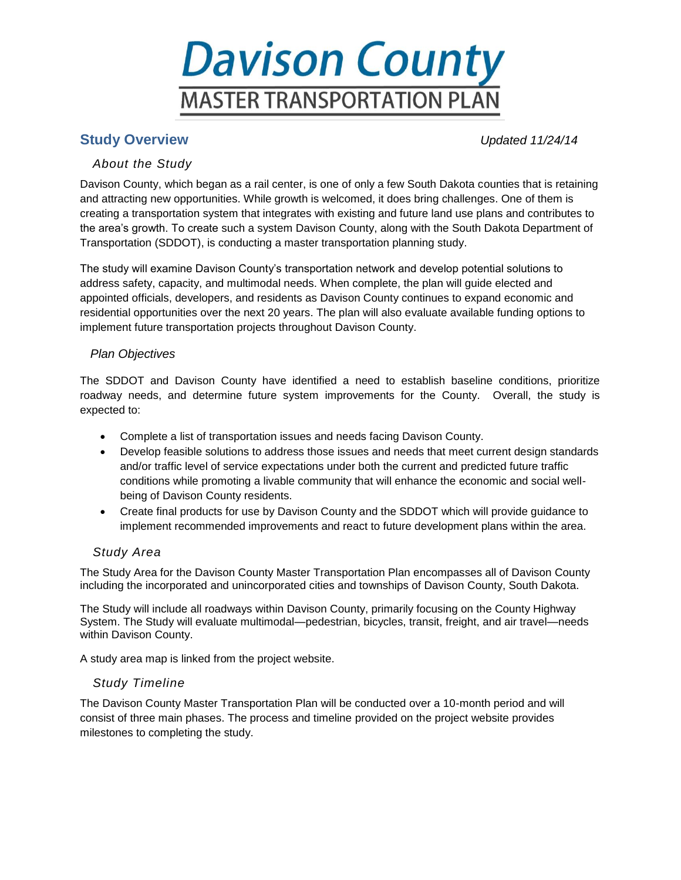# Davison County

## MASTER TRANSPORTATION PLAN

## Study Overview

*Updated 11/24/14*

### *About the Study*

Davison County, which began as a rail center, is one of only a few South Dakota counties that is retaining and attracting new opportunities. While growth is welcomed, it does bring challenges. One of them is creating a transportation system that integrates with existing and future land use plans and contributes to the area's growth. To create such a system Davison County, along with the South Dakota Department of Transportation (SDDOT), is conducting a master transportation planning study.

The study will examine Davison County's transportation network and develop potential solutions to address safety, capacity, and multimodal needs. When complete, the plan will guide elected and appointed officials, developers, and residents as Davison County continues to expand economic and residential opportunities over the next 20 years. The plan will also evaluate available funding options to implement future transportation projects throughout Davison County.

### *Plan Objectives*

The SDDOT and Davison County have identified a need to establish baseline conditions, prioritize roadway needs, and determine future system improvements for the County. Overall, the study is expected to:

- Complete a list of transportation issues and needs facing Davison County.
- Develop feasible solutions to address those issues and needs that meet current design standards and/or traffic level of service expectations under both the current and predicted future traffic conditions while promoting a livable community that will enhance the economic and social well-being of Davison County residents.
- Create final products for use by Davison County and the SDDOT which will provide guidance to implement recommended improvements and react to future development plans within the area.

### *Study Area*

The Study Area for the Davison County Master Transportation Plan encompasses all of Davison County including the incorporated and unincorporated cities and townships of Davison County, South Dakota.

The Study will include all roadways within Davison County, primarily focusing on the County Highway System. The Study will evaluate multimodal—pedestrian, bicycles, transit, freight, and air travel—needs within Davison County.

A study area map is linked from the project website.

### *Study Timeline*

The Davison County Master Transportation Plan will be conducted over a 10-month period and will consist of three main phases. The process and timeline provided on the project website provides milestones to completing the study.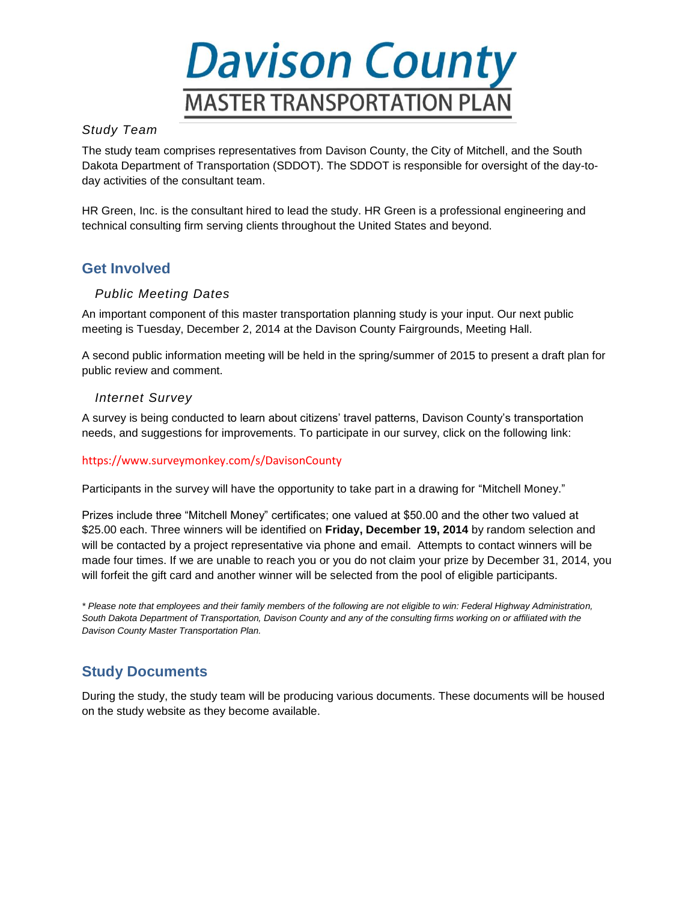# Davison County

## MASTER TRANSPORTATION PLAN

### *Study Team*

The study team comprises representatives from Davison County, the City of Mitchell, and the South Dakota Department of Transportation (SDDOT). The SDDOT is responsible for oversight of the day-to-day activities of the consultant team.

HR Green, Inc. is the consultant hired to lead the study. HR Green is a professional engineering and technical consulting firm serving clients throughout the United States and beyond.

## Get Involved

### *Public Meeting Dates*

An important component of this master transportation planning study is your input. Our next public meeting is Tuesday, December 2, 2014 at the Davison County Fairgrounds, Meeting Hall.

A second public information meeting will be held in the spring/summer of 2015 to present a draft plan for public review and comment.

### *Internet Survey*

A survey is being conducted to learn about citizens' travel patterns, Davison County's transportation needs, and suggestions for improvements. To participate in our survey, click on the following link:

https://www.surveymonkey.com/s/DavisonCounty

Participants in the survey will have the opportunity to take part in a drawing for "Mitchell Money."

Prizes include three "Mitchell Money" certificates; one valued at $50.00 and the other two valued at $25.00 each. Three winners will be identified on **Friday, December 19, 2014** by random selection and will be contacted by a project representative via phone and email. Attempts to contact winners will be made four times. If we are unable to reach you or you do not claim your prize by December 31, 2014, you will forfeit the gift card and another winner will be selected from the pool of eligible participants.

*\* Please note that employees and their family members of the following are not eligible to win: Federal Highway Administration, South Dakota Department of Transportation, Davison County and any of the consulting firms working on or affiliated with the Davison County Master Transportation Plan.*

## Study Documents

During the study, the study team will be producing various documents. These documents will be housed on the study website as they become available.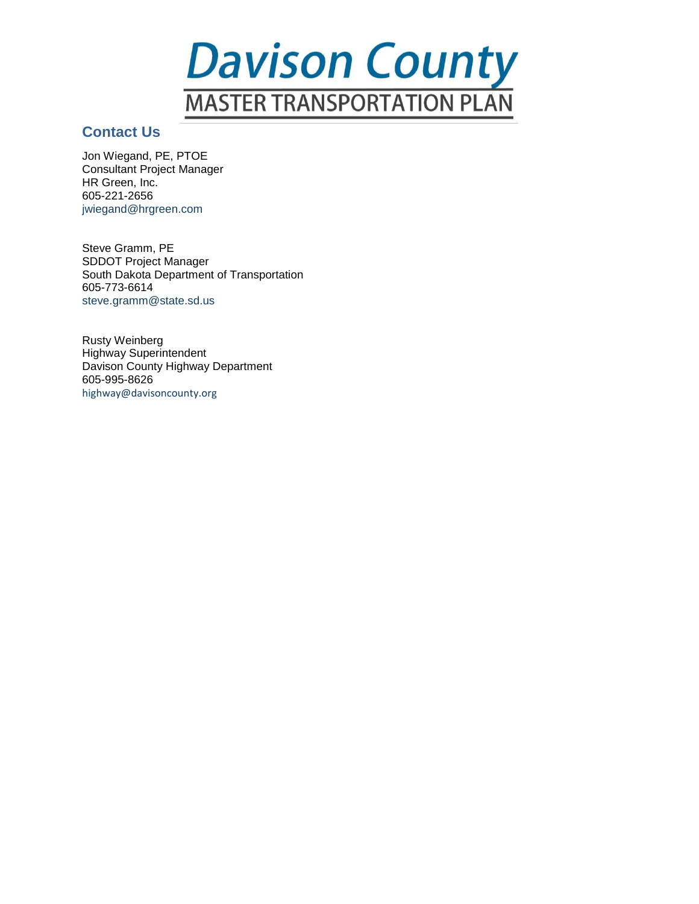# Davison County

MASTER TRANSPORTATION PLAN

## Contact Us

Jon Wiegand, PE, PTOE
Consultant Project Manager
HR Green, Inc.
605-221-2656
jwiegand@hrgreen.com

Steve Gramm, PE
SDDOT Project Manager
South Dakota Department of Transportation
605-773-6614
steve.gramm@state.sd.us

Rusty Weinberg
Highway Superintendent
Davison County Highway Department
605-995-8626
highway@davisoncounty.org